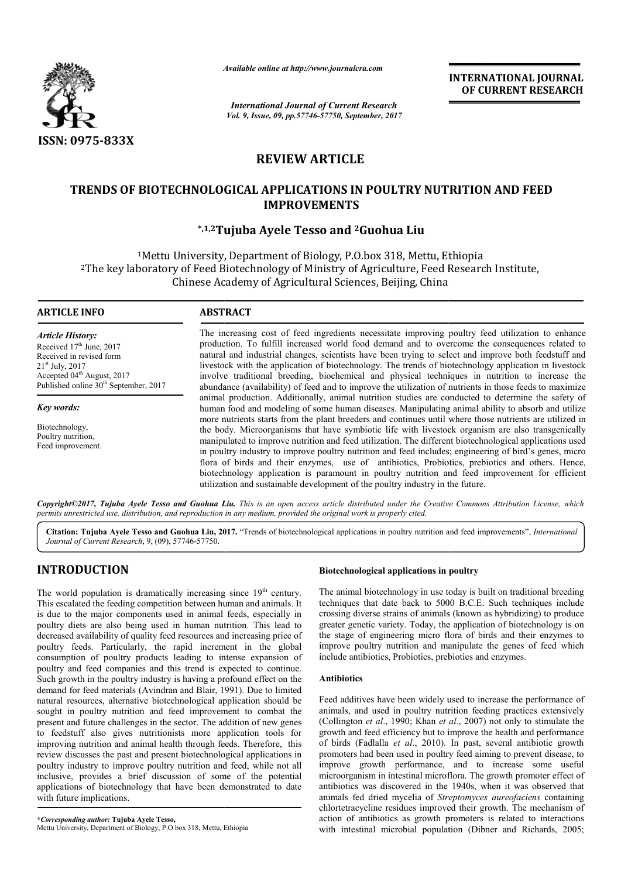*Available online at http://www.journalcra.com*

*International Journal of Current Research*
*Vol. 9, Issue, 09, pp.57746-57750, September, 2017*

**INTERNATIONAL JOURNAL OF CURRENT RESEARCH**

**ISSN: 0975-833X**

## REVIEW ARTICLE

# TRENDS OF BIOTECHNOLOGICAL APPLICATIONS IN POULTRY NUTRITION AND FEED IMPROVEMENTS

**\*,1,2Tujuba Ayele Tesso and 2Guohua Liu**

[1]Mettu University, Department of Biology, P.O.box 318, Mettu, Ethiopia
[2]The key laboratory of Feed Biotechnology of Ministry of Agriculture, Feed Research Institute, Chinese Academy of Agricultural Sciences, Beijing, China

### ARTICLE INFO

*Article History:*
Received 17th June, 2017
Received in revised form
21st July, 2017
Accepted 04th August, 2017
Published online 30th September, 2017

*Key words:*
Biotechnology,
Poultry nutrition,
Feed improvement.

### ABSTRACT

The increasing cost of feed ingredients necessitate improving poultry feed utilization to enhance production. To fulfill increased world food demand and to overcome the consequences related to natural and industrial changes, scientists have been trying to select and improve both feedstuff and livestock with the application of biotechnology. The trends of biotechnology application in livestock involve traditional breeding, biochemical and physical techniques in nutrition to increase the abundance (availability) of feed and to improve the utilization of nutrients in those feeds to maximize animal production. Additionally, animal nutrition studies are conducted to determine the safety of human food and modeling of some human diseases. Manipulating animal ability to absorb and utilize more nutrients starts from the plant breeders and continues until where those nutrients are utilized in the body. Microorganisms that have symbiotic life with livestock organism are also transgenically manipulated to improve nutrition and feed utilization. The different biotechnological applications used in poultry industry to improve poultry nutrition and feed includes; engineering of bird's genes, micro flora of birds and their enzymes, use of antibiotics, Probiotics, prebiotics and others. Hence, biotechnology application is paramount in poultry nutrition and feed improvement for efficient utilization and sustainable development of the poultry industry in the future.

***Copyright©2017, Tujuba Ayele Tesso and Guohua Liu.*** *This is an open access article distributed under the Creative Commons Attribution License, which permits unrestricted use, distribution, and reproduction in any medium, provided the original work is properly cited.*

**Citation: Tujuba Ayele Tesso and Guohua Liu, 2017.** "Trends of biotechnological applications in poultry nutrition and feed improvements", *International Journal of Current Research*, 9, (09), 57746-57750.

## INTRODUCTION

The world population is dramatically increasing since 19th century. This escalated the feeding competition between human and animals. It is due to the major components used in animal feeds, especially in poultry diets are also being used in human nutrition. This lead to decreased availability of quality feed resources and increasing price of poultry feeds. Particularly, the rapid increment in the global consumption of poultry products leading to intense expansion of poultry and feed companies and this trend is expected to continue. Such growth in the poultry industry is having a profound effect on the demand for feed materials (Avindran and Blair, 1991). Due to limited natural resources, alternative biotechnological application should be sought in poultry nutrition and feed improvement to combat the present and future challenges in the sector. The addition of new genes to feedstuff also gives nutritionists more application tools for improving nutrition and animal health through feeds. Therefore, this review discusses the past and present biotechnological applications in poultry industry to improve poultry nutrition and feed, while not all inclusive, provides a brief discussion of some of the potential applications of biotechnology that have been demonstrated to date with future implications.

**Biotechnological applications in poultry**

The animal biotechnology in use today is built on traditional breeding techniques that date back to 5000 B.C.E. Such techniques include crossing diverse strains of animals (known as hybridizing) to produce greater genetic variety. Today, the application of biotechnology is on the stage of engineering micro flora of birds and their enzymes to improve poultry nutrition and manipulate the genes of feed which include antibiotics, Probiotics, prebiotics and enzymes.

**Antibiotics**

Feed additives have been widely used to increase the performance of animals, and used in poultry nutrition feeding practices extensively (Collington *et al*., 1990; Khan *et al*., 2007) not only to stimulate the growth and feed efficiency but to improve the health and performance of birds (Fadlalla *et al*., 2010). In past, several antibiotic growth promoters had been used in poultry feed aiming to prevent disease, to improve growth performance, and to increase some useful microorganism in intestinal microflora. The growth promoter effect of antibiotics was discovered in the 1940s, when it was observed that animals fed dried mycelia of *Streptomyces aureofaciens* containing chlortetracycline residues improved their growth. The mechanism of action of antibiotics as growth promoters is related to interactions with intestinal microbial population (Dibner and Richards, 2005;

**\*Corresponding author: Tujuba Ayele Tesso,**
Mettu University, Department of Biology, P.O.box 318, Mettu, Ethiopia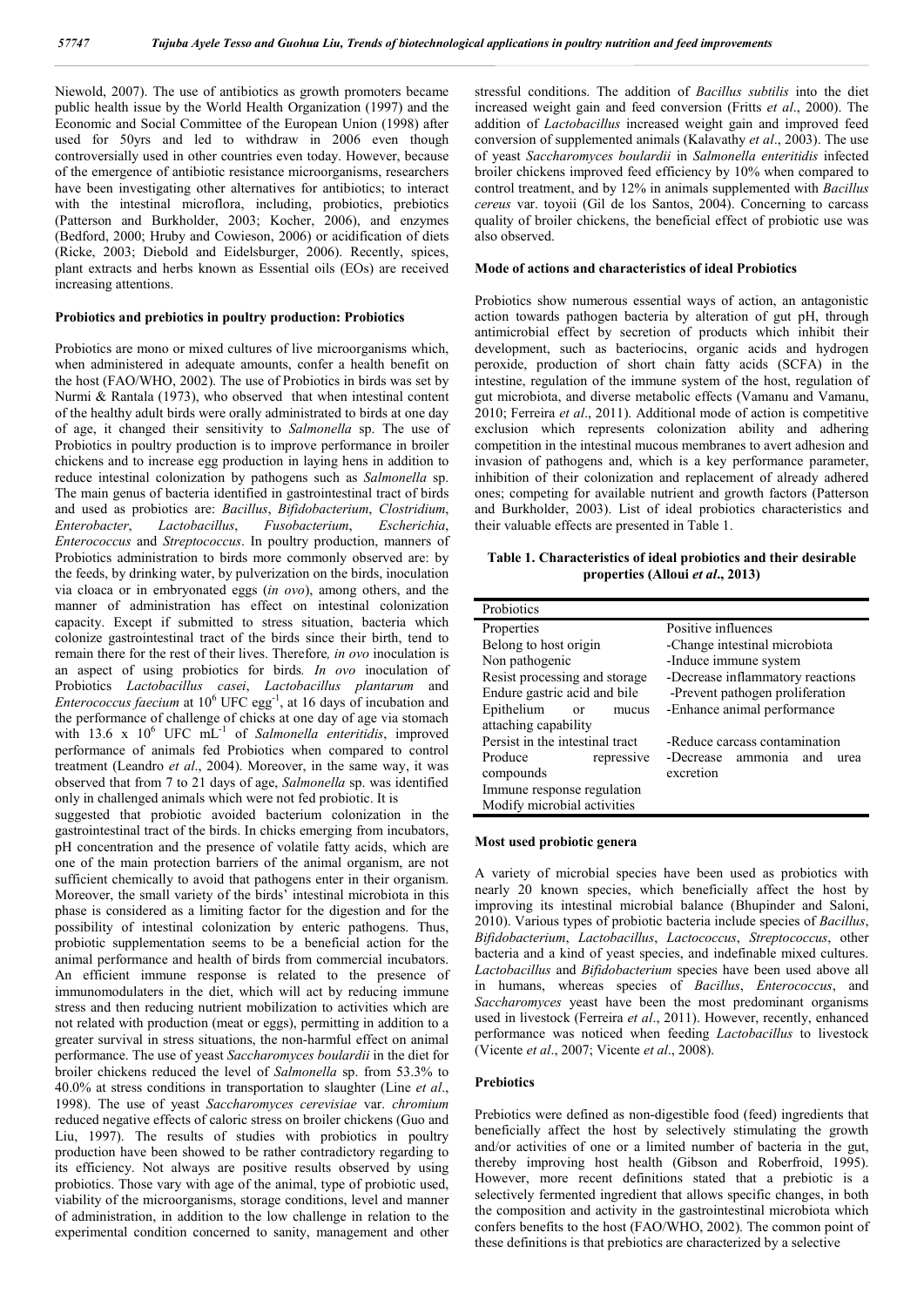Niewold, 2007). The use of antibiotics as growth promoters became public health issue by the World Health Organization (1997) and the Economic and Social Committee of the European Union (1998) after used for 50yrs and led to withdraw in 2006 even though controversially used in other countries even today. However, because of the emergence of antibiotic resistance microorganisms, researchers have been investigating other alternatives for antibiotics; to interact with the intestinal microflora, including, probiotics, prebiotics (Patterson and Burkholder, 2003; Kocher, 2006), and enzymes (Bedford, 2000; Hruby and Cowieson, 2006) or acidification of diets (Ricke, 2003; Diebold and Eidelsburger, 2006). Recently, spices, plant extracts and herbs known as Essential oils (EOs) are received increasing attentions.

**Probiotics and prebiotics in poultry production: Probiotics**

Probiotics are mono or mixed cultures of live microorganisms which, when administered in adequate amounts, confer a health benefit on the host (FAO/WHO, 2002). The use of Probiotics in birds was set by Nurmi & Rantala (1973), who observed that when intestinal content of the healthy adult birds were orally administrated to birds at one day of age, it changed their sensitivity to *Salmonella* sp. The use of Probiotics in poultry production is to improve performance in broiler chickens and to increase egg production in laying hens in addition to reduce intestinal colonization by pathogens such as *Salmonella* sp. The main genus of bacteria identified in gastrointestinal tract of birds and used as probiotics are: *Bacillus*, *Bifidobacterium*, *Clostridium*, *Enterobacter*, *Lactobacillus*, *Fusobacterium*, *Escherichia*, *Enterococcus* and *Streptococcus*. In poultry production, manners of Probiotics administration to birds more commonly observed are: by the feeds, by drinking water, by pulverization on the birds, inoculation via cloaca or in embryonated eggs (*in ovo*), among others, and the manner of administration has effect on intestinal colonization capacity. Except if submitted to stress situation, bacteria which colonize gastrointestinal tract of the birds since their birth, tend to remain there for the rest of their lives. Therefore*, in ovo* inoculation is an aspect of using probiotics for birds*. In ovo* inoculation of Probiotics *Lactobacillus casei*, *Lactobacillus plantarum* and *Enterococcus faecium* at $10^6$ UFC $egg^{-1}$, at 16 days of incubation and the performance of challenge of chicks at one day of age via stomach with 13.6 x $10^6$ UFC $mL^{-1}$ of *Salmonella enteritidis*, improved performance of animals fed Probiotics when compared to control treatment (Leandro *et al*., 2004). Moreover, in the same way, it was observed that from 7 to 21 days of age, *Salmonella* sp. was identified only in challenged animals which were not fed probiotic. It is suggested that probiotic avoided bacterium colonization in the gastrointestinal tract of the birds. In chicks emerging from incubators, pH concentration and the presence of volatile fatty acids, which are one of the main protection barriers of the animal organism, are not sufficient chemically to avoid that pathogens enter in their organism. Moreover, the small variety of the birds' intestinal microbiota in this phase is considered as a limiting factor for the digestion and for the possibility of intestinal colonization by enteric pathogens. Thus, probiotic supplementation seems to be a beneficial action for the animal performance and health of birds from commercial incubators. An efficient immune response is related to the presence of immunomodulaters in the diet, which will act by reducing immune stress and then reducing nutrient mobilization to activities which are not related with production (meat or eggs), permitting in addition to a greater survival in stress situations, the non-harmful effect on animal performance. The use of yeast *Saccharomyces boulardii* in the diet for broiler chickens reduced the level of *Salmonella* sp. from 53.3% to 40.0% at stress conditions in transportation to slaughter (Line *et al*., 1998). The use of yeast *Saccharomyces cerevisiae* var. *chromium* reduced negative effects of caloric stress on broiler chickens (Guo and Liu, 1997). The results of studies with probiotics in poultry production have been showed to be rather contradictory regarding to its efficiency. Not always are positive results observed by using probiotics. Those vary with age of the animal, type of probiotic used, viability of the microorganisms, storage conditions, level and manner of administration, in addition to the low challenge in relation to the experimental condition concerned to sanity, management and other stressful conditions. The addition of *Bacillus subtilis* into the diet increased weight gain and feed conversion (Fritts *et al*., 2000). The addition of *Lactobacillus* increased weight gain and improved feed conversion of supplemented animals (Kalavathy *et al*., 2003). The use of yeast *Saccharomyces boulardii* in *Salmonella enteritidis* infected broiler chickens improved feed efficiency by 10% when compared to control treatment, and by 12% in animals supplemented with *Bacillus cereus* var. toyoii (Gil de los Santos, 2004). Concerning to carcass quality of broiler chickens, the beneficial effect of probiotic use was also observed.

**Mode of actions and characteristics of ideal Probiotics**

Probiotics show numerous essential ways of action, an antagonistic action towards pathogen bacteria by alteration of gut pH, through antimicrobial effect by secretion of products which inhibit their development, such as bacteriocins, organic acids and hydrogen peroxide, production of short chain fatty acids (SCFA) in the intestine, regulation of the immune system of the host, regulation of gut microbiota, and diverse metabolic effects (Vamanu and Vamanu, 2010; Ferreira *et al*., 2011). Additional mode of action is competitive exclusion which represents colonization ability and adhering competition in the intestinal mucous membranes to avert adhesion and invasion of pathogens and, which is a key performance parameter, inhibition of their colonization and replacement of already adhered ones; competing for available nutrient and growth factors (Patterson and Burkholder, 2003). List of ideal probiotics characteristics and their valuable effects are presented in Table 1.

**Table 1. Characteristics of ideal probiotics and their desirable properties (Alloui *et al*., 2013)**

| Probiotics | |
|---|---|
| Properties | Positive influences |
| Belong to host origin | -Change intestinal microbiota |
| Non pathogenic | -Induce immune system |
| Resist processing and storage | -Decrease inflammatory reactions |
| Endure gastric acid and bile | -Prevent pathogen proliferation |
| Epithelium or mucus attaching capability | -Enhance animal performance |
| Persist in the intestinal tract | -Reduce carcass contamination |
| Produce repressive compounds | -Decrease ammonia and urea excretion |
| Immune response regulation | |
| Modify microbial activities | |

**Most used probiotic genera**

A variety of microbial species have been used as probiotics with nearly 20 known species, which beneficially affect the host by improving its intestinal microbial balance (Bhupinder and Saloni, 2010). Various types of probiotic bacteria include species of *Bacillus*, *Bifidobacterium*, *Lactobacillus*, *Lactococcus*, *Streptococcus*, other bacteria and a kind of yeast species, and indefinable mixed cultures. *Lactobacillus* and *Bifidobacterium* species have been used above all in humans, whereas species of *Bacillus*, *Enterococcus*, and *Saccharomyces* yeast have been the most predominant organisms used in livestock (Ferreira *et al*., 2011). However, recently, enhanced performance was noticed when feeding *Lactobacillus* to livestock (Vicente *et al*., 2007; Vicente *et al*., 2008).

**Prebiotics**

Prebiotics were defined as non-digestible food (feed) ingredients that beneficially affect the host by selectively stimulating the growth and/or activities of one or a limited number of bacteria in the gut, thereby improving host health (Gibson and Roberfroid, 1995). However, more recent definitions stated that a prebiotic is a selectively fermented ingredient that allows specific changes, in both the composition and activity in the gastrointestinal microbiota which confers benefits to the host (FAO/WHO, 2002). The common point of these definitions is that prebiotics are characterized by a selective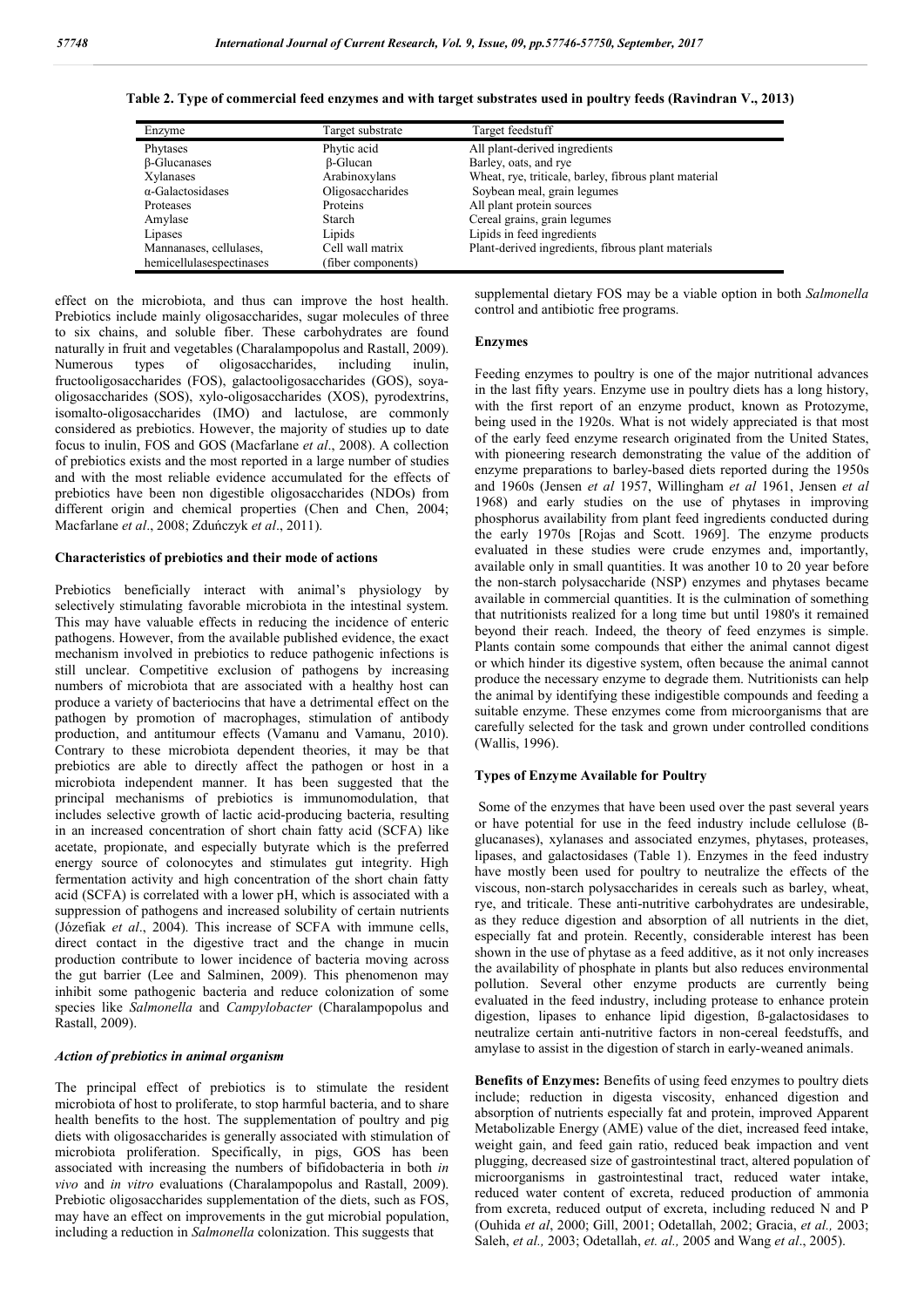**Table 2. Type of commercial feed enzymes and with target substrates used in poultry feeds (Ravindran V., 2013)**

| Enzyme | Target substrate | Target feedstuff |
|---|---|---|
| Phytases | Phytic acid | All plant-derived ingredients |
| β-Glucanases | β-Glucan | Barley, oats, and rye |
| Xylanases | Arabinoxylans | Wheat, rye, triticale, barley, fibrous plant material |
| α-Galactosidases | Oligosaccharides | Soybean meal, grain legumes |
| Proteases | Proteins | All plant protein sources |
| Amylase | Starch | Cereal grains, grain legumes |
| Lipases | Lipids | Lipids in feed ingredients |
| Mannanases, cellulases, hemicellulasespectinases | Cell wall matrix (fiber components) | Plant-derived ingredients, fibrous plant materials |

effect on the microbiota, and thus can improve the host health. Prebiotics include mainly oligosaccharides, sugar molecules of three to six chains, and soluble fiber. These carbohydrates are found naturally in fruit and vegetables (Charalampopolus and Rastall, 2009). Numerous types of oligosaccharides, including inulin, fructooligosaccharides (FOS), galactooligosaccharides (GOS), soya-oligosaccharides (SOS), xylo-oligosaccharides (XOS), pyrodextrins, isomalto-oligosaccharides (IMO) and lactulose, are commonly considered as prebiotics. However, the majority of studies up to date focus to inulin, FOS and GOS (Macfarlane *et al*., 2008). A collection of prebiotics exists and the most reported in a large number of studies and with the most reliable evidence accumulated for the effects of prebiotics have been non digestible oligosaccharides (NDOs) from different origin and chemical properties (Chen and Chen, 2004; Macfarlane *et al*., 2008; Zduńczyk *et al*., 2011).

### Characteristics of prebiotics and their mode of actions

Prebiotics beneficially interact with animal's physiology by selectively stimulating favorable microbiota in the intestinal system. This may have valuable effects in reducing the incidence of enteric pathogens. However, from the available published evidence, the exact mechanism involved in prebiotics to reduce pathogenic infections is still unclear. Competitive exclusion of pathogens by increasing numbers of microbiota that are associated with a healthy host can produce a variety of bacteriocins that have a detrimental effect on the pathogen by promotion of macrophages, stimulation of antibody production, and antitumour effects (Vamanu and Vamanu, 2010). Contrary to these microbiota dependent theories, it may be that prebiotics are able to directly affect the pathogen or host in a microbiota independent manner. It has been suggested that the principal mechanisms of prebiotics is immunomodulation, that includes selective growth of lactic acid-producing bacteria, resulting in an increased concentration of short chain fatty acid (SCFA) like acetate, propionate, and especially butyrate which is the preferred energy source of colonocytes and stimulates gut integrity. High fermentation activity and high concentration of the short chain fatty acid (SCFA) is correlated with a lower pH, which is associated with a suppression of pathogens and increased solubility of certain nutrients (Józefiak *et al*., 2004). This increase of SCFA with immune cells, direct contact in the digestive tract and the change in mucin production contribute to lower incidence of bacteria moving across the gut barrier (Lee and Salminen, 2009). This phenomenon may inhibit some pathogenic bacteria and reduce colonization of some species like *Salmonella* and *Campylobacter* (Charalampopolus and Rastall, 2009).

### *Action of prebiotics in animal organism*

The principal effect of prebiotics is to stimulate the resident microbiota of host to proliferate, to stop harmful bacteria, and to share health benefits to the host. The supplementation of poultry and pig diets with oligosaccharides is generally associated with stimulation of microbiota proliferation. Specifically, in pigs, GOS has been associated with increasing the numbers of bifidobacteria in both *in vivo* and *in vitro* evaluations (Charalampopolus and Rastall, 2009). Prebiotic oligosaccharides supplementation of the diets, such as FOS, may have an effect on improvements in the gut microbial population, including a reduction in *Salmonella* colonization. This suggests that supplemental dietary FOS may be a viable option in both *Salmonella* control and antibiotic free programs.

### Enzymes

Feeding enzymes to poultry is one of the major nutritional advances in the last fifty years. Enzyme use in poultry diets has a long history, with the first report of an enzyme product, known as Protozyme, being used in the 1920s. What is not widely appreciated is that most of the early feed enzyme research originated from the United States, with pioneering research demonstrating the value of the addition of enzyme preparations to barley-based diets reported during the 1950s and 1960s (Jensen *et al* 1957, Willingham *et al* 1961, Jensen *et al* 1968) and early studies on the use of phytases in improving phosphorus availability from plant feed ingredients conducted during the early 1970s [Rojas and Scott. 1969]. The enzyme products evaluated in these studies were crude enzymes and, importantly, available only in small quantities. It was another 10 to 20 year before the non-starch polysaccharide (NSP) enzymes and phytases became available in commercial quantities. It is the culmination of something that nutritionists realized for a long time but until 1980's it remained beyond their reach. Indeed, the theory of feed enzymes is simple. Plants contain some compounds that either the animal cannot digest or which hinder its digestive system, often because the animal cannot produce the necessary enzyme to degrade them. Nutritionists can help the animal by identifying these indigestible compounds and feeding a suitable enzyme. These enzymes come from microorganisms that are carefully selected for the task and grown under controlled conditions (Wallis, 1996).

### Types of Enzyme Available for Poultry

Some of the enzymes that have been used over the past several years or have potential for use in the feed industry include cellulose (ß-glucanases), xylanases and associated enzymes, phytases, proteases, lipases, and galactosidases (Table 1). Enzymes in the feed industry have mostly been used for poultry to neutralize the effects of the viscous, non-starch polysaccharides in cereals such as barley, wheat, rye, and triticale. These anti-nutritive carbohydrates are undesirable, as they reduce digestion and absorption of all nutrients in the diet, especially fat and protein. Recently, considerable interest has been shown in the use of phytase as a feed additive, as it not only increases the availability of phosphate in plants but also reduces environmental pollution. Several other enzyme products are currently being evaluated in the feed industry, including protease to enhance protein digestion, lipases to enhance lipid digestion, ß-galactosidases to neutralize certain anti-nutritive factors in non-cereal feedstuffs, and amylase to assist in the digestion of starch in early-weaned animals.

**Benefits of Enzymes:** Benefits of using feed enzymes to poultry diets include; reduction in digesta viscosity, enhanced digestion and absorption of nutrients especially fat and protein, improved Apparent Metabolizable Energy (AME) value of the diet, increased feed intake, weight gain, and feed gain ratio, reduced beak impaction and vent plugging, decreased size of gastrointestinal tract, altered population of microorganisms in gastrointestinal tract, reduced water intake, reduced water content of excreta, reduced production of ammonia from excreta, reduced output of excreta, including reduced N and P (Ouhida *et al*, 2000; Gill, 2001; Odetallah, 2002; Gracia, *et al.,* 2003; Saleh, *et al.,* 2003; Odetallah, *et. al.,* 2005 and Wang *et al*., 2005).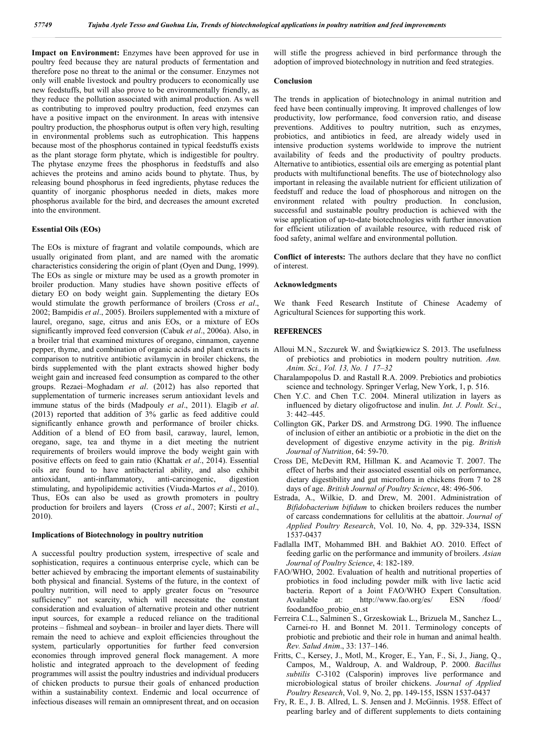**Impact on Environment:** Enzymes have been approved for use in poultry feed because they are natural products of fermentation and therefore pose no threat to the animal or the consumer. Enzymes not only will enable livestock and poultry producers to economically use new feedstuffs, but will also prove to be environmentally friendly, as they reduce the pollution associated with animal production. As well as contributing to improved poultry production, feed enzymes can have a positive impact on the environment. In areas with intensive poultry production, the phosphorus output is often very high, resulting in environmental problems such as eutrophication. This happens because most of the phosphorus contained in typical feedstuffs exists as the plant storage form phytate, which is indigestible for poultry. The phytase enzyme frees the phosphorus in feedstuffs and also achieves the proteins and amino acids bound to phytate. Thus, by releasing bound phosphorus in feed ingredients, phytase reduces the quantity of inorganic phosphorus needed in diets, makes more phosphorus available for the bird, and decreases the amount excreted into the environment.

### Essential Oils (EOs)

The EOs is mixture of fragrant and volatile compounds, which are usually originated from plant, and are named with the aromatic characteristics considering the origin of plant (Oyen and Dung, 1999). The EOs as single or mixture may be used as a growth promoter in broiler production. Many studies have shown positive effects of dietary EO on body weight gain. Supplementing the dietary EOs would stimulate the growth performance of broilers (Cross *et al*., 2002; Bampidis *et al*., 2005). Broilers supplemented with a mixture of laurel, oregano, sage, citrus and anis EOs, or a mixture of EOs significantly improved feed conversion (Cabuk *et al*., 2006a). Also, in a broiler trial that examined mixtures of oregano, cinnamon, cayenne pepper, thyme, and combination of organic acids and plant extracts in comparison to nutritive antibiotic avilamycin in broiler chickens, the birds supplemented with the plant extracts showed higher body weight gain and increased feed consumption as compared to the other groups. Rezaei–Moghadam *et al*. (2012) has also reported that supplementation of turmeric increases serum antioxidant levels and immune status of the birds (Madpouly *et al*., 2011). Elagib *et al*. (2013) reported that addition of 3% garlic as feed additive could significantly enhance growth and performance of broiler chicks. Addition of a blend of EO from basil, caraway, laurel, lemon, oregano, sage, tea and thyme in a diet meeting the nutrient requirements of broilers would improve the body weight gain with positive effects on feed to gain ratio (Khattak *et al*., 2014). Essential oils are found to have antibacterial ability, and also exhibit antioxidant, anti-inflammatory, anti-carcinogenic, digestion stimulating, and hypolipidemic activities (Viuda-Martos *et al*., 2010). Thus, EOs can also be used as growth promoters in poultry production for broilers and layers (Cross *et al*., 2007; Kirsti *et al*., 2010).

### Implications of Biotechnology in poultry nutrition

A successful poultry production system, irrespective of scale and sophistication, requires a continuous enterprise cycle, which can be better achieved by embracing the important elements of sustainability both physical and financial. Systems of the future, in the context of poultry nutrition, will need to apply greater focus on "resource sufficiency" not scarcity, which will necessitate the constant consideration and evaluation of alternative protein and other nutrient input sources, for example a reduced reliance on the traditional proteins – fishmeal and soybean– in broiler and layer diets. There will remain the need to achieve and exploit efficiencies throughout the system, particularly opportunities for further feed conversion economies through improved general flock management. A more holistic and integrated approach to the development of feeding programmes will assist the poultry industries and individual producers of chicken products to pursue their goals of enhanced production within a sustainability context. Endemic and local occurrence of infectious diseases will remain an omnipresent threat, and on occasion will stifle the progress achieved in bird performance through the adoption of improved biotechnology in nutrition and feed strategies.

### Conclusion

The trends in application of biotechnology in animal nutrition and feed have been continually improving. It improved challenges of low productivity, low performance, food conversion ratio, and disease preventions. Additives to poultry nutrition, such as enzymes, probiotics, and antibiotics in feed, are already widely used in intensive production systems worldwide to improve the nutrient availability of feeds and the productivity of poultry products. Alternative to antibiotics, essential oils are emerging as potential plant products with multifunctional benefits. The use of biotechnology also important in releasing the available nutrient for efficient utilization of feedstuff and reduce the load of phosphorous and nitrogen on the environment related with poultry production. In conclusion, successful and sustainable poultry production is achieved with the wise application of up-to-date biotechnologies with further innovation for efficient utilization of available resource, with reduced risk of food safety, animal welfare and environmental pollution.

**Conflict of interests:** The authors declare that they have no conflict of interest.

### Acknowledgments

We thank Feed Research Institute of Chinese Academy of Agricultural Sciences for supporting this work.

### REFERENCES

Alloui M.N., Szczurek W. and Świątkiewicz S. 2013. The usefulness of prebiotics and probiotics in modern poultry nutrition. *Ann. Anim. Sci., Vol. 13, No. 1 17–32*

Charalampopolus D. and Rastall R.A. 2009. Prebiotics and probiotics science and technology. Springer Verlag, New York, 1, p. 516.

Chen Y.C. and Chen T.C. 2004. Mineral utilization in layers as influenced by dietary oligofructose and inulin. *Int. J. Poult. Sci*., 3: 442–445.

Collington GK, Parker DS. and Armstrong DG. 1990. The influence of inclusion of either an antibiotic or a probiotic in the diet on the development of digestive enzyme activity in the pig. *British Journal of Nutrition*, 64: 59-70.

Cross DE, McDevitt RM, Hillman K. and Acamovic T. 2007. The effect of herbs and their associated essential oils on performance, dietary digestibility and gut microflora in chickens from 7 to 28 days of age. *British Journal of Poultry Science*, 48: 496-506.

Estrada, A., Wilkie, D. and Drew, M. 2001. Administration of *Bifidobacterium bifidum* to chicken broilers reduces the number of carcass condemnations for cellulitis at the abattoir. *Journal of Applied Poultry Research*, Vol. 10, No. 4, pp. 329-334, ISSN 1537-0437

Fadlalla IMT, Mohammed BH. and Bakhiet AO. 2010. Effect of feeding garlic on the performance and immunity of broilers. *Asian Journal of Poultry Science*, 4: 182-189.

FAO/WHO, 2002. Evaluation of health and nutritional properties of probiotics in food including powder milk with live lactic acid bacteria. Report of a Joint FAO/WHO Expert Consultation. Available at: http://www.fao.org/es/ ESN /food/ foodandfoo_probio_en.st

Ferreira C.L., Salminen S., Grzeskowiak L., Brizuela M., Sanchez L., Carnei-ro H. and Bonnet M. 2011. Terminology concepts of probiotic and prebiotic and their role in human and animal health. *Rev. Salud Anim*., 33: 137–146.

Fritts, C., Kersey, J., Motl, M., Kroger, E., Yan, F., Si, J., Jiang, Q., Campos, M., Waldroup, A. and Waldroup, P. 2000. *Bacillus subtilis* C-3102 (Calsporin) improves live performance and microbiological status of broiler chickens. *Journal of Applied Poultry Research*, Vol. 9, No. 2, pp. 149-155, ISSN 1537-0437

Fry, R. E., J. B. Allred, L. S. Jensen and J. McGinnis. 1958. Effect of pearling barley and of different supplements to diets containing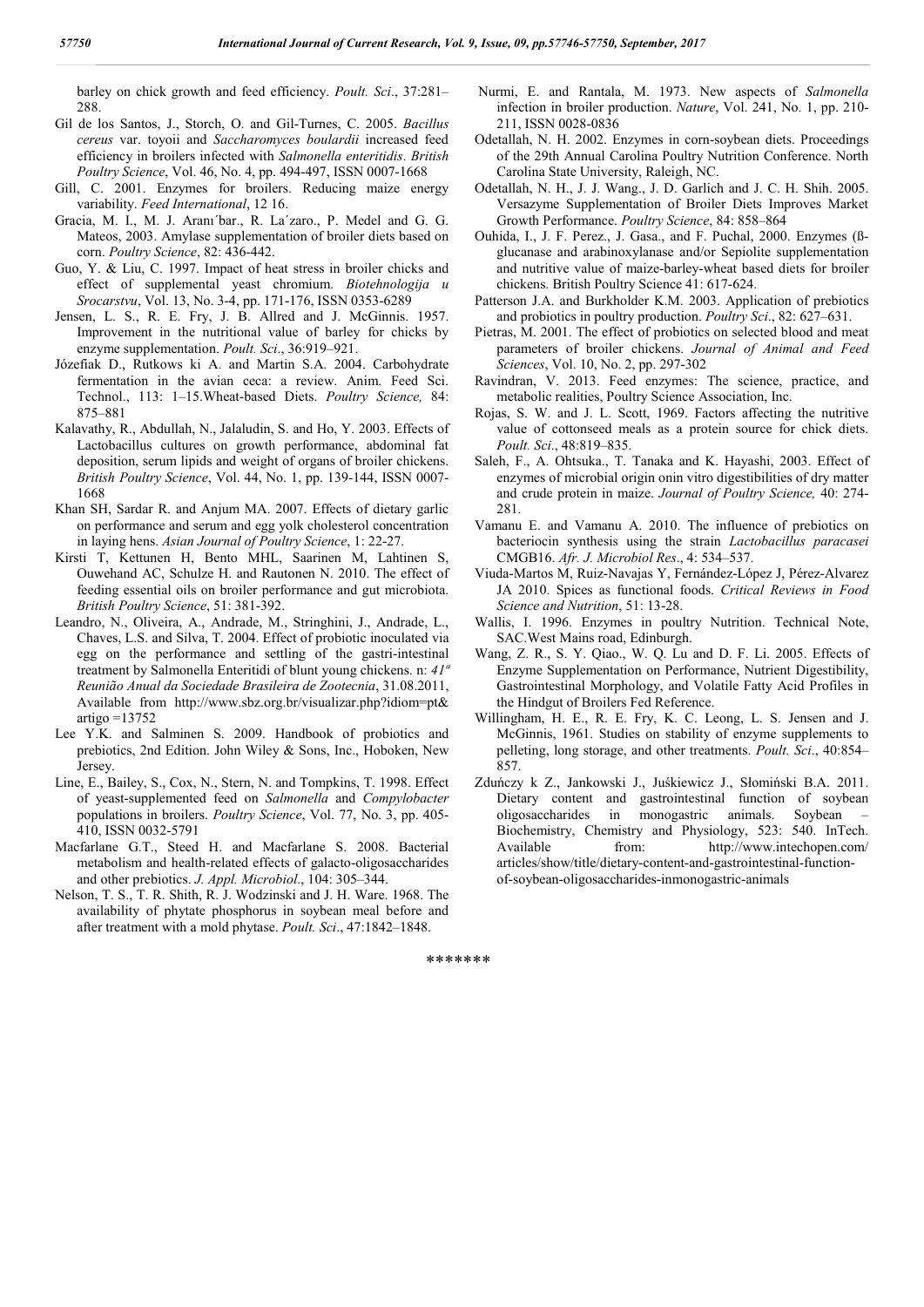barley on chick growth and feed efficiency. *Poult. Sci*., 37:281–288.

Gil de los Santos, J., Storch, O. and Gil-Turnes, C. 2005. *Bacillus cereus* var. toyoii and *Saccharomyces boulardii* increased feed efficiency in broilers infected with *Salmonella enteritidis*. *British Poultry Science*, Vol. 46, No. 4, pp. 494-497, ISSN 0007-1668

Gill, C. 2001. Enzymes for broilers. Reducing maize energy variability. *Feed International*, 12 16.

Gracia, M. I., M. J. Aranı´bar., R. La´zaro., P. Medel and G. G. Mateos, 2003. Amylase supplementation of broiler diets based on corn. *Poultry Science*, 82: 436-442.

Guo, Y. & Liu, C. 1997. Impact of heat stress in broiler chicks and effect of supplemental yeast chromium. *Biotehnologija u Srocarstvu*, Vol. 13, No. 3-4, pp. 171-176, ISSN 0353-6289

Jensen, L. S., R. E. Fry, J. B. Allred and J. McGinnis. 1957. Improvement in the nutritional value of barley for chicks by enzyme supplementation. *Poult. Sci*., 36:919–921.

Józefiak D., Rutkows ki A. and Martin S.A. 2004. Carbohydrate fermentation in the avian ceca: a review. Anim. Feed Sci. Technol., 113: 1–15.Wheat-based Diets. *Poultry Science,* 84: 875–881

Kalavathy, R., Abdullah, N., Jalaludin, S. and Ho, Y. 2003. Effects of Lactobacillus cultures on growth performance, abdominal fat deposition, serum lipids and weight of organs of broiler chickens. *British Poultry Science*, Vol. 44, No. 1, pp. 139-144, ISSN 0007-1668

Khan SH, Sardar R. and Anjum MA. 2007. Effects of dietary garlic on performance and serum and egg yolk cholesterol concentration in laying hens. *Asian Journal of Poultry Science*, 1: 22-27.

Kirsti T, Kettunen H, Bento MHL, Saarinen M, Lahtinen S, Ouwehand AC, Schulze H. and Rautonen N. 2010. The effect of feeding essential oils on broiler performance and gut microbiota. *British Poultry Science*, 51: 381-392.

Leandro, N., Oliveira, A., Andrade, M., Stringhini, J., Andrade, L., Chaves, L.S. and Silva, T. 2004. Effect of probiotic inoculated via egg on the performance and settling of the gastri-intestinal treatment by Salmonella Enteritidi of blunt young chickens. n: *41ª Reunião Anual da Sociedade Brasileira de Zootecnia*, 31.08.2011, Available from http://www.sbz.org.br/visualizar.php?idiom=pt&artigo =13752

Lee Y.K. and Salminen S. 2009. Handbook of probiotics and prebiotics, 2nd Edition. John Wiley & Sons, Inc., Hoboken, New Jersey.

Line, E., Bailey, S., Cox, N., Stern, N. and Tompkins, T. 1998. Effect of yeast-supplemented feed on *Salmonella* and *Compylobacter* populations in broilers. *Poultry Science*, Vol. 77, No. 3, pp. 405-410, ISSN 0032-5791

Macfarlane G.T., Steed H. and Macfarlane S. 2008. Bacterial metabolism and health-related effects of galacto-oligosaccharides and other prebiotics. *J. Appl. Microbiol*., 104: 305–344.

Nelson, T. S., T. R. Shith, R. J. Wodzinski and J. H. Ware. 1968. The availability of phytate phosphorus in soybean meal before and after treatment with a mold phytase. *Poult. Sci*., 47:1842–1848.

Nurmi, E. and Rantala, M. 1973. New aspects of *Salmonella* infection in broiler production. *Nature*, Vol. 241, No. 1, pp. 210-211, ISSN 0028-0836

Odetallah, N. H. 2002. Enzymes in corn-soybean diets. Proceedings of the 29th Annual Carolina Poultry Nutrition Conference. North Carolina State University, Raleigh, NC.

Odetallah, N. H., J. J. Wang., J. D. Garlich and J. C. H. Shih. 2005. Versazyme Supplementation of Broiler Diets Improves Market Growth Performance. *Poultry Science*, 84: 858–864

Ouhida, I., J. F. Perez., J. Gasa., and F. Puchal, 2000. Enzymes (ß-glucanase and arabinoxylanase and/or Sepiolite supplementation and nutritive value of maize-barley-wheat based diets for broiler chickens. British Poultry Science 41: 617-624.

Patterson J.A. and Burkholder K.M. 2003. Application of prebiotics and probiotics in poultry production. *Poultry Sci*., 82: 627–631.

Pietras, M. 2001. The effect of probiotics on selected blood and meat parameters of broiler chickens. *Journal of Animal and Feed Sciences*, Vol. 10, No. 2, pp. 297-302

Ravindran, V. 2013. Feed enzymes: The science, practice, and metabolic realities, Poultry Science Association, Inc.

Rojas, S. W. and J. L. Scott, 1969. Factors affecting the nutritive value of cottonseed meals as a protein source for chick diets. *Poult. Sci*., 48:819–835.

Saleh, F., A. Ohtsuka., T. Tanaka and K. Hayashi, 2003. Effect of enzymes of microbial origin onin vitro digestibilities of dry matter and crude protein in maize. *Journal of Poultry Science,* 40: 274-281.

Vamanu E. and Vamanu A. 2010. The influence of prebiotics on bacteriocin synthesis using the strain *Lactobacillus paracasei* CMGB16. *Afr. J. Microbiol Res*., 4: 534–537.

Viuda-Martos M, Ruiz-Navajas Y, Fernández-López J, Pérez-Alvarez JA 2010. Spices as functional foods. *Critical Reviews in Food Science and Nutrition*, 51: 13-28.

Wallis, I. 1996. Enzymes in poultry Nutrition. Technical Note, SAC.West Mains road, Edinburgh.

Wang, Z. R., S. Y. Qiao., W. Q. Lu and D. F. Li. 2005. Effects of Enzyme Supplementation on Performance, Nutrient Digestibility, Gastrointestinal Morphology, and Volatile Fatty Acid Profiles in the Hindgut of Broilers Fed Reference.

Willingham, H. E., R. E. Fry, K. C. Leong, L. S. Jensen and J. McGinnis, 1961. Studies on stability of enzyme supplements to pelleting, long storage, and other treatments. *Poult. Sci*., 40:854–857.

Zduńczy k Z., Jankowski J., Juśkiewicz J., Słomiński B.A. 2011. Dietary content and gastrointestinal function of soybean oligosaccharides in monogastric animals. Soybean – Biochemistry, Chemistry and Physiology, 523: 540. InTech. Available from: http://www.intechopen.com/articles/show/title/dietary-content-and-gastrointestinal-function-of-soybean-oligosaccharides-inmonogastric-animals

\*\*\*\*\*\*\*